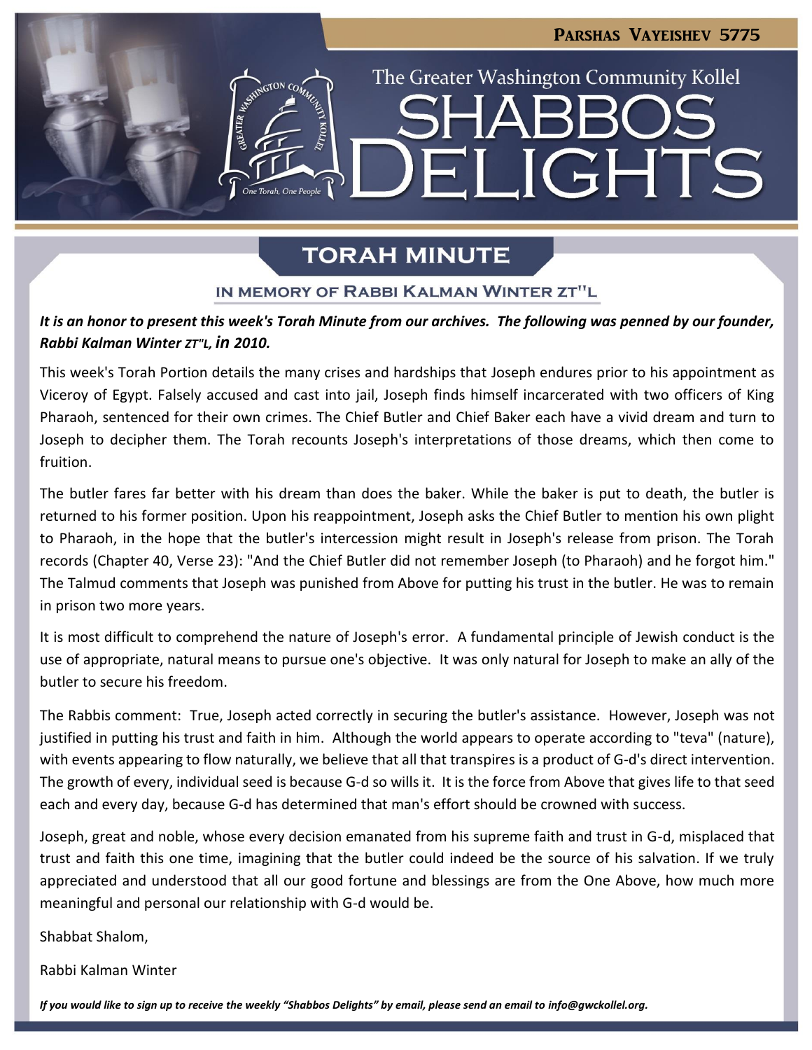# Parshas Vayeishev 5775

## The Greater Washington Community Kollel
# SHABBOS DELIGHTS

## TORAH MINUTE

### IN MEMORY OF RABBI KALMAN WINTER ZT"L

***It is an honor to present this week's Torah Minute from our archives. The following was penned by our founder, Rabbi Kalman Winter ZT"L, in 2010.***

This week's Torah Portion details the many crises and hardships that Joseph endures prior to his appointment as Viceroy of Egypt. Falsely accused and cast into jail, Joseph finds himself incarcerated with two officers of King Pharaoh, sentenced for their own crimes. The Chief Butler and Chief Baker each have a vivid dream and turn to Joseph to decipher them. The Torah recounts Joseph's interpretations of those dreams, which then come to fruition.

The butler fares far better with his dream than does the baker. While the baker is put to death, the butler is returned to his former position. Upon his reappointment, Joseph asks the Chief Butler to mention his own plight to Pharaoh, in the hope that the butler's intercession might result in Joseph's release from prison. The Torah records (Chapter 40, Verse 23): "And the Chief Butler did not remember Joseph (to Pharaoh) and he forgot him." The Talmud comments that Joseph was punished from Above for putting his trust in the butler. He was to remain in prison two more years.

It is most difficult to comprehend the nature of Joseph's error. A fundamental principle of Jewish conduct is the use of appropriate, natural means to pursue one's objective. It was only natural for Joseph to make an ally of the butler to secure his freedom.

The Rabbis comment: True, Joseph acted correctly in securing the butler's assistance. However, Joseph was not justified in putting his trust and faith in him. Although the world appears to operate according to "teva" (nature), with events appearing to flow naturally, we believe that all that transpires is a product of G-d's direct intervention. The growth of every, individual seed is because G-d so wills it. It is the force from Above that gives life to that seed each and every day, because G-d has determined that man's effort should be crowned with success.

Joseph, great and noble, whose every decision emanated from his supreme faith and trust in G-d, misplaced that trust and faith this one time, imagining that the butler could indeed be the source of his salvation. If we truly appreciated and understood that all our good fortune and blessings are from the One Above, how much more meaningful and personal our relationship with G-d would be.

Shabbat Shalom,

Rabbi Kalman Winter

*If you would like to sign up to receive the weekly "Shabbos Delights" by email, please send an email to info@gwckollel.org.*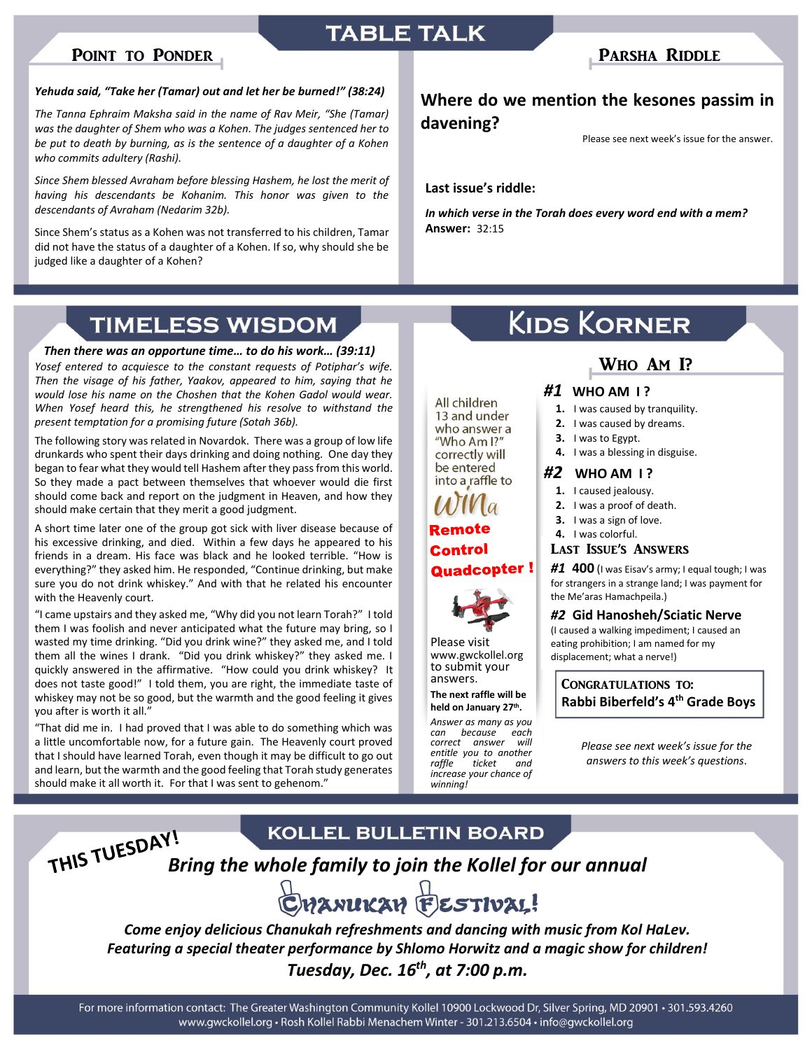# TABLE TALK

## Point to Ponder

***Yehuda said, "Take her (Tamar) out and let her be burned!" (38:24)***

*The Tanna Ephraim Maksha said in the name of Rav Meir, "She (Tamar) was the daughter of Shem who was a Kohen. The judges sentenced her to be put to death by burning, as is the sentence of a daughter of a Kohen who commits adultery (Rashi).*

*Since Shem blessed Avraham before blessing Hashem, he lost the merit of having his descendants be Kohanim. This honor was given to the descendants of Avraham (Nedarim 32b).*

Since Shem's status as a Kohen was not transferred to his children, Tamar did not have the status of a daughter of a Kohen. If so, why should she be judged like a daughter of a Kohen?

## Parsha Riddle

**Where do we mention the kesones passim in davening?**

Please see next week's issue for the answer.

**Last issue's riddle:**

***In which verse in the Torah does every word end with a mem?***
**Answer:** 32:15

# TIMELESS WISDOM

***Then there was an opportune time… to do his work… (39:11)***
*Yosef entered to acquiesce to the constant requests of Potiphar's wife. Then the visage of his father, Yaakov, appeared to him, saying that he would lose his name on the Choshen that the Kohen Gadol would wear. When Yosef heard this, he strengthened his resolve to withstand the present temptation for a promising future (Sotah 36b).*

The following story was related in Novardok. There was a group of low life drunkards who spent their days drinking and doing nothing. One day they began to fear what they would tell Hashem after they pass from this world. So they made a pact between themselves that whoever would die first should come back and report on the judgment in Heaven, and how they should make certain that they merit a good judgment.

A short time later one of the group got sick with liver disease because of his excessive drinking, and died. Within a few days he appeared to his friends in a dream. His face was black and he looked terrible. "How is everything?" they asked him. He responded, "Continue drinking, but make sure you do not drink whiskey." And with that he related his encounter with the Heavenly court.

"I came upstairs and they asked me, "Why did you not learn Torah?" I told them I was foolish and never anticipated what the future may bring, so I wasted my time drinking. "Did you drink wine?" they asked me, and I told them all the wines I drank. "Did you drink whiskey?" they asked me. I quickly answered in the affirmative. "How could you drink whiskey? It does not taste good!" I told them, you are right, the immediate taste of whiskey may not be so good, but the warmth and the good feeling it gives you after is worth it all."

"That did me in. I had proved that I was able to do something which was a little uncomfortable now, for a future gain. The Heavenly court proved that I should have learned Torah, even though it may be difficult to go out and learn, but the warmth and the good feeling that Torah study generates should make it all worth it. For that I was sent to gehenom."

# KIDS KORNER

All children 13 and under who answer a "Who Am I?" correctly will be entered into a raffle to *win a* **Remote Control Quadcopter!**

Please visit www.gwckollel.org to submit your answers.

**The next raffle will be held on January 27th.**

*Answer as many as you can because each correct answer will entitle you to another raffle ticket and increase your chance of winning!*

## Who Am I?

### #1 WHO AM I?

1. I was caused by tranquility.
2. I was caused by dreams.
3. I was to Egypt.
4. I was a blessing in disguise.

### #2 WHO AM I?

1. I caused jealousy.
2. I was a proof of death.
3. I was a sign of love.
4. I was colorful.

### Last Issue's Answers

**#1 400** (I was Eisav's army; I equal tough; I was for strangers in a strange land; I was payment for the Me'aras Hamachpeila.)

**#2 Gid Hanosheh/Sciatic Nerve** (I caused a walking impediment; I caused an eating prohibition; I am named for my displacement; what a nerve!)

**Congratulations to:**
**Rabbi Biberfeld's 4th Grade Boys**

*Please see next week's issue for the answers to this week's questions.*

# KOLLEL BULLETIN BOARD

**THIS TUESDAY!**

***Bring the whole family to join the Kollel for our annual***

## Chanukah Festival!

***Come enjoy delicious Chanukah refreshments and dancing with music from Kol HaLev.***
***Featuring a special theater performance by Shlomo Horwitz and a magic show for children!***

***Tuesday, Dec. 16th, at 7:00 p.m.***

For more information contact: The Greater Washington Community Kollel 10900 Lockwood Dr, Silver Spring, MD 20901 • 301.593.4260
www.gwckollel.org • Rosh Kollel Rabbi Menachem Winter - 301.213.6504 • info@gwckollel.org